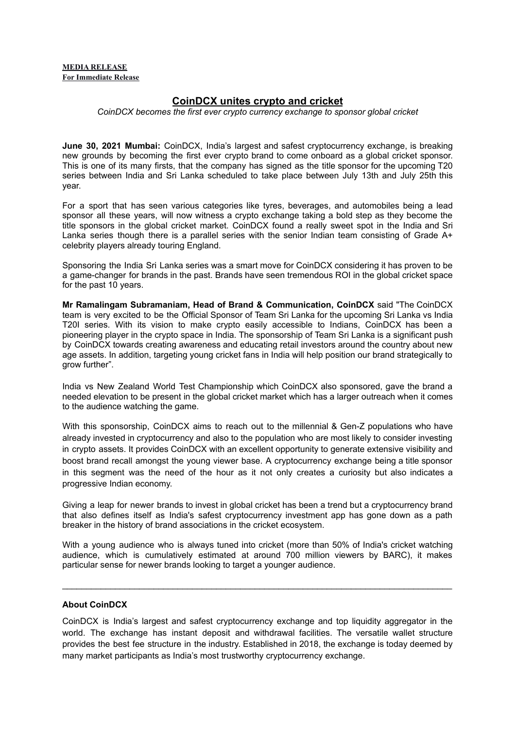**MEDIA RELEASE**
**For Immediate Release**

# CoinDCX unites crypto and cricket

*CoinDCX becomes the first ever crypto currency exchange to sponsor global cricket*

**June 30, 2021 Mumbai:** CoinDCX, India's largest and safest cryptocurrency exchange, is breaking new grounds by becoming the first ever crypto brand to come onboard as a global cricket sponsor. This is one of its many firsts, that the company has signed as the title sponsor for the upcoming T20 series between India and Sri Lanka scheduled to take place between July 13th and July 25th this year.

For a sport that has seen various categories like tyres, beverages, and automobiles being a lead sponsor all these years, will now witness a crypto exchange taking a bold step as they become the title sponsors in the global cricket market. CoinDCX found a really sweet spot in the India and Sri Lanka series though there is a parallel series with the senior Indian team consisting of Grade A+ celebrity players already touring England.

Sponsoring the India Sri Lanka series was a smart move for CoinDCX considering it has proven to be a game-changer for brands in the past. Brands have seen tremendous ROI in the global cricket space for the past 10 years.

**Mr Ramalingam Subramaniam, Head of Brand & Communication, CoinDCX** said "The CoinDCX team is very excited to be the Official Sponsor of Team Sri Lanka for the upcoming Sri Lanka vs India T20I series. With its vision to make crypto easily accessible to Indians, CoinDCX has been a pioneering player in the crypto space in India. The sponsorship of Team Sri Lanka is a significant push by CoinDCX towards creating awareness and educating retail investors around the country about new age assets. In addition, targeting young cricket fans in India will help position our brand strategically to grow further".

India vs New Zealand World Test Championship which CoinDCX also sponsored, gave the brand a needed elevation to be present in the global cricket market which has a larger outreach when it comes to the audience watching the game.

With this sponsorship, CoinDCX aims to reach out to the millennial & Gen-Z populations who have already invested in cryptocurrency and also to the population who are most likely to consider investing in crypto assets. It provides CoinDCX with an excellent opportunity to generate extensive visibility and boost brand recall amongst the young viewer base. A cryptocurrency exchange being a title sponsor in this segment was the need of the hour as it not only creates a curiosity but also indicates a progressive Indian economy.

Giving a leap for newer brands to invest in global cricket has been a trend but a cryptocurrency brand that also defines itself as India's safest cryptocurrency investment app has gone down as a path breaker in the history of brand associations in the cricket ecosystem.

With a young audience who is always tuned into cricket (more than 50% of India's cricket watching audience, which is cumulatively estimated at around 700 million viewers by BARC), it makes particular sense for newer brands looking to target a younger audience.

---

**About CoinDCX**

CoinDCX is India's largest and safest cryptocurrency exchange and top liquidity aggregator in the world. The exchange has instant deposit and withdrawal facilities. The versatile wallet structure provides the best fee structure in the industry. Established in 2018, the exchange is today deemed by many market participants as India's most trustworthy cryptocurrency exchange.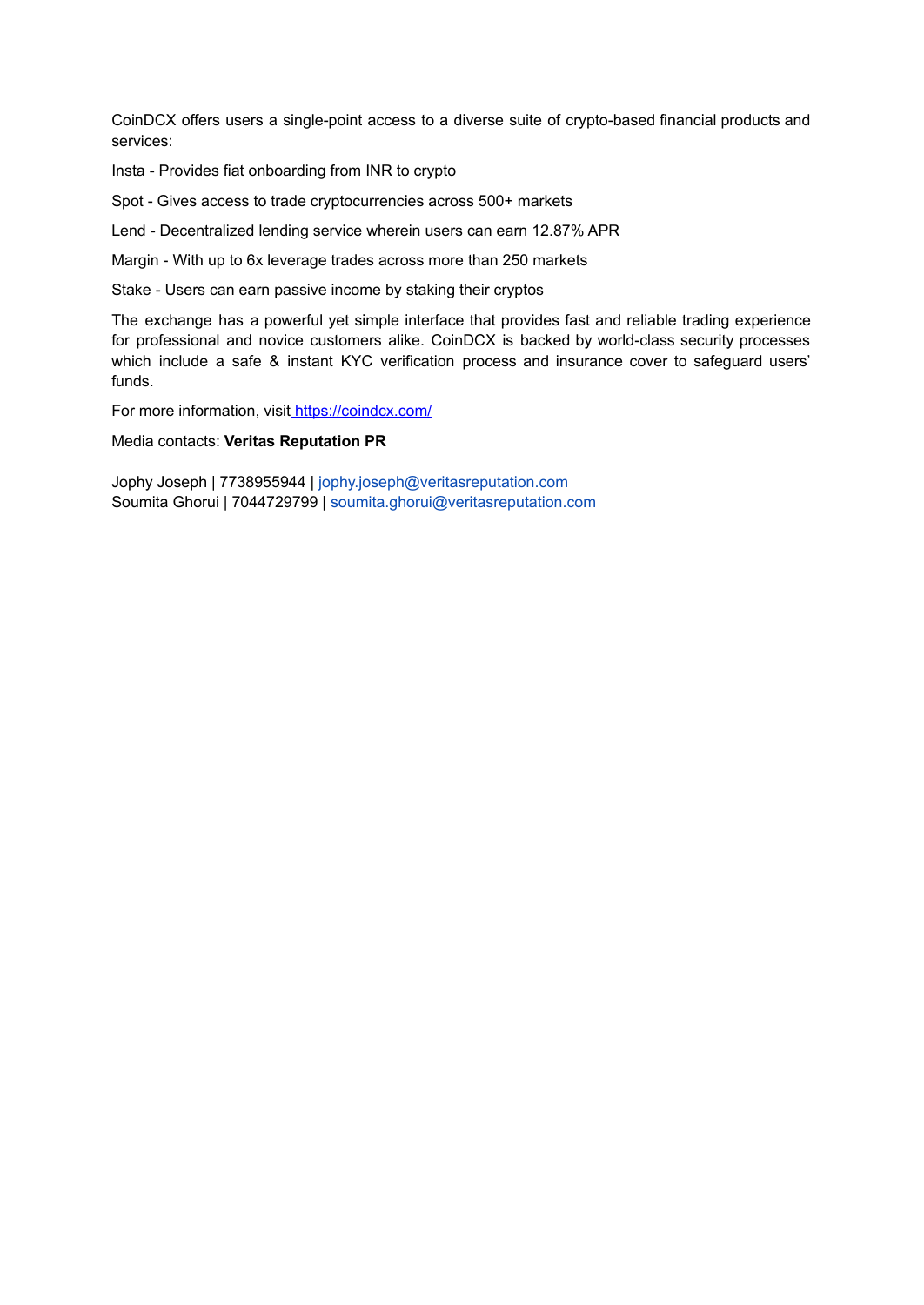CoinDCX offers users a single-point access to a diverse suite of crypto-based financial products and services:

Insta - Provides fiat onboarding from INR to crypto

Spot - Gives access to trade cryptocurrencies across 500+ markets

Lend - Decentralized lending service wherein users can earn 12.87% APR

Margin - With up to 6x leverage trades across more than 250 markets

Stake - Users can earn passive income by staking their cryptos

The exchange has a powerful yet simple interface that provides fast and reliable trading experience for professional and novice customers alike. CoinDCX is backed by world-class security processes which include a safe & instant KYC verification process and insurance cover to safeguard users' funds.

For more information, visit [https://coindcx.com/](https://coindcx.com/)

Media contacts: **Veritas Reputation PR**

Jophy Joseph | 7738955944 | jophy.joseph@veritasreputation.com
Soumita Ghorui | 7044729799 | soumita.ghorui@veritasreputation.com